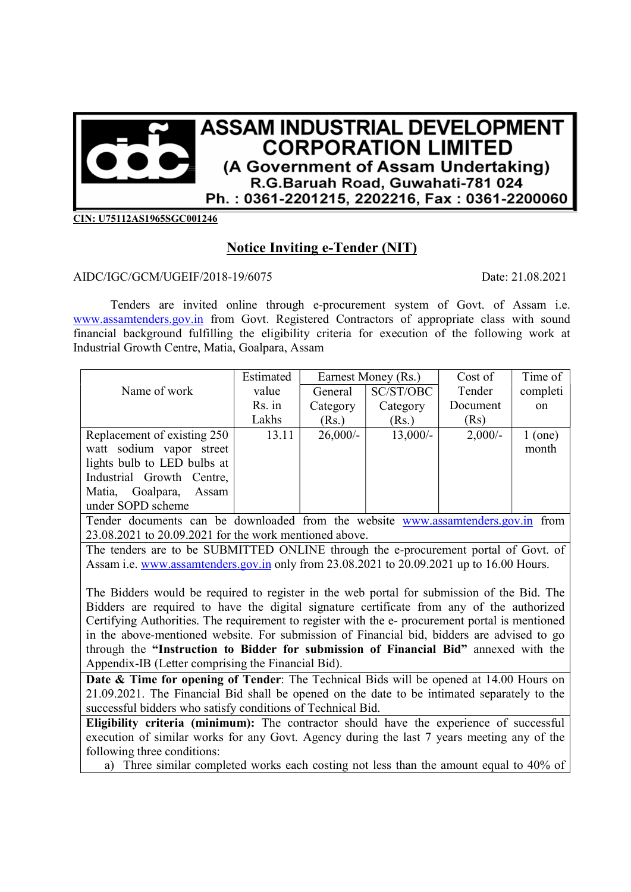# ASSAM INDUSTRIAL DEVELOPMENT CORPORATION LIMITED

**(A Government of Assam Undertaking)**

**R.G.Baruah Road, Guwahati-781 024**

**Ph. : 0361-2201215, 2202216, Fax : 0361-2200060**

**CIN: U75112AS1965SGC001246**

## Notice Inviting e-Tender (NIT)

AIDC/IGC/GCM/UGEIF/2018-19/6075 Date: 21.08.2021

Tenders are invited online through e-procurement system of Govt. of Assam i.e. www.assamtenders.gov.in from Govt. Registered Contractors of appropriate class with sound financial background fulfilling the eligibility criteria for execution of the following work at Industrial Growth Centre, Matia, Goalpara, Assam

| Name of work | Estimated value Rs. in Lakhs | Earnest Money (Rs.) | | Cost of Tender Document (Rs) | Time of completion |
|---|---|---|---|---|---|
| | | General Category (Rs.) | SC/ST/OBC Category (Rs.) | | |
| Replacement of existing 250 watt sodium vapor street lights bulb to LED bulbs at Industrial Growth Centre, Matia, Goalpara, Assam under SOPD scheme | 13.11 | 26,000/- | 13,000/- | 2,000/- | 1 (one) month |

Tender documents can be downloaded from the website www.assamtenders.gov.in from 23.08.2021 to 20.09.2021 for the work mentioned above.

The tenders are to be SUBMITTED ONLINE through the e-procurement portal of Govt. of Assam i.e. www.assamtenders.gov.in only from 23.08.2021 to 20.09.2021 up to 16.00 Hours.

The Bidders would be required to register in the web portal for submission of the Bid. The Bidders are required to have the digital signature certificate from any of the authorized Certifying Authorities. The requirement to register with the e- procurement portal is mentioned in the above-mentioned website. For submission of Financial bid, bidders are advised to go through the **"Instruction to Bidder for submission of Financial Bid"** annexed with the Appendix-IB (Letter comprising the Financial Bid).

**Date & Time for opening of Tender**: The Technical Bids will be opened at 14.00 Hours on 21.09.2021. The Financial Bid shall be opened on the date to be intimated separately to the successful bidders who satisfy conditions of Technical Bid.

**Eligibility criteria (minimum):** The contractor should have the experience of successful execution of similar works for any Govt. Agency during the last 7 years meeting any of the following three conditions:

a) Three similar completed works each costing not less than the amount equal to 40% of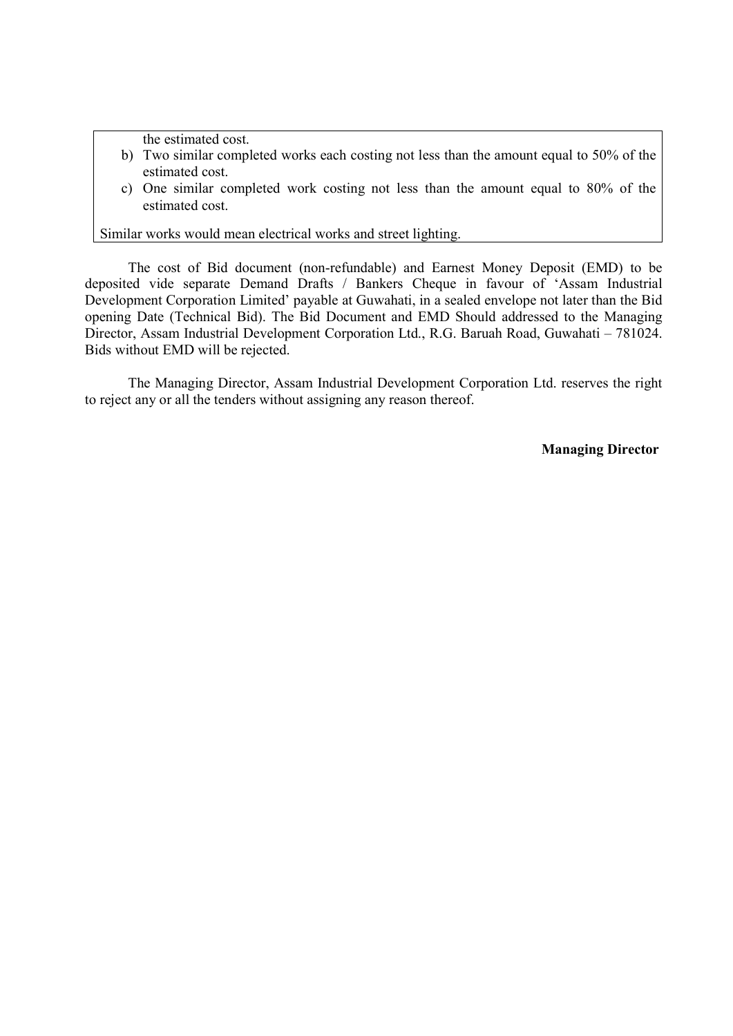the estimated cost.

b) Two similar completed works each costing not less than the amount equal to 50% of the estimated cost.
c) One similar completed work costing not less than the amount equal to 80% of the estimated cost.

Similar works would mean electrical works and street lighting.

The cost of Bid document (non-refundable) and Earnest Money Deposit (EMD) to be deposited vide separate Demand Drafts / Bankers Cheque in favour of 'Assam Industrial Development Corporation Limited' payable at Guwahati, in a sealed envelope not later than the Bid opening Date (Technical Bid). The Bid Document and EMD Should addressed to the Managing Director, Assam Industrial Development Corporation Ltd., R.G. Baruah Road, Guwahati – 781024. Bids without EMD will be rejected.

The Managing Director, Assam Industrial Development Corporation Ltd. reserves the right to reject any or all the tenders without assigning any reason thereof.

**Managing Director**